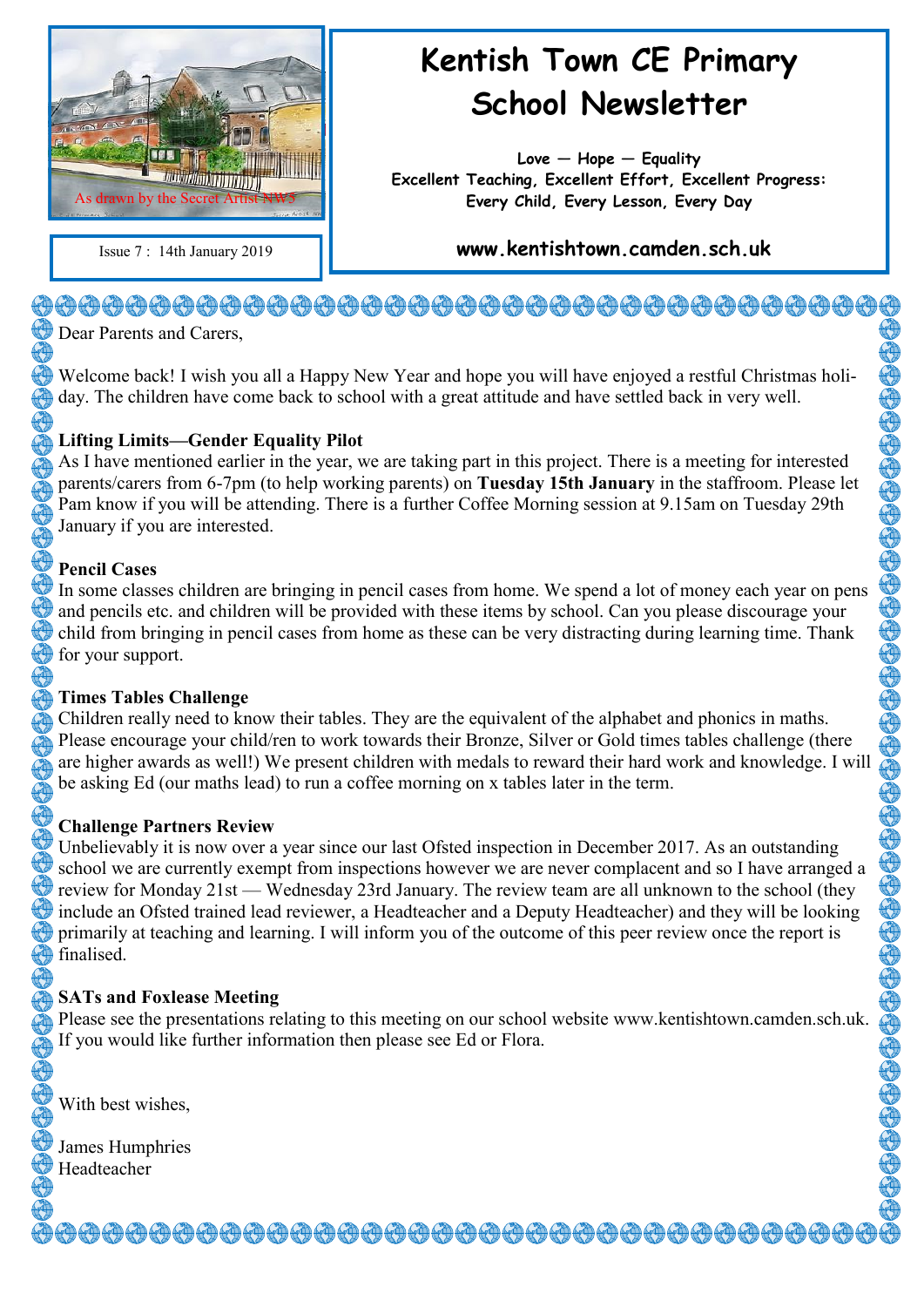# Kentish Town CE Primary School Newsletter

**Love — Hope — Equality**
**Excellent Teaching, Excellent Effort, Excellent Progress:**
**Every Child, Every Lesson, Every Day**

**www.kentishtown.camden.sch.uk**

As drawn by the Secret Artist NW5

Issue 7 : 14th January 2019

Dear Parents and Carers,

Welcome back! I wish you all a Happy New Year and hope you will have enjoyed a restful Christmas holiday. The children have come back to school with a great attitude and have settled back in very well.

**Lifting Limits—Gender Equality Pilot**

As I have mentioned earlier in the year, we are taking part in this project. There is a meeting for interested parents/carers from 6-7pm (to help working parents) on **Tuesday 15th January** in the staffroom. Please let Pam know if you will be attending. There is a further Coffee Morning session at 9.15am on Tuesday 29th January if you are interested.

**Pencil Cases**

In some classes children are bringing in pencil cases from home. We spend a lot of money each year on pens and pencils etc. and children will be provided with these items by school. Can you please discourage your child from bringing in pencil cases from home as these can be very distracting during learning time. Thank for your support.

**Times Tables Challenge**

Children really need to know their tables. They are the equivalent of the alphabet and phonics in maths. Please encourage your child/ren to work towards their Bronze, Silver or Gold times tables challenge (there are higher awards as well!) We present children with medals to reward their hard work and knowledge. I will be asking Ed (our maths lead) to run a coffee morning on x tables later in the term.

**Challenge Partners Review**

Unbelievably it is now over a year since our last Ofsted inspection in December 2017. As an outstanding school we are currently exempt from inspections however we are never complacent and so I have arranged a review for Monday 21st — Wednesday 23rd January. The review team are all unknown to the school (they include an Ofsted trained lead reviewer, a Headteacher and a Deputy Headteacher) and they will be looking primarily at teaching and learning. I will inform you of the outcome of this peer review once the report is finalised.

**SATs and Foxlease Meeting**

Please see the presentations relating to this meeting on our school website www.kentishtown.camden.sch.uk. If you would like further information then please see Ed or Flora.

With best wishes,

James Humphries
Headteacher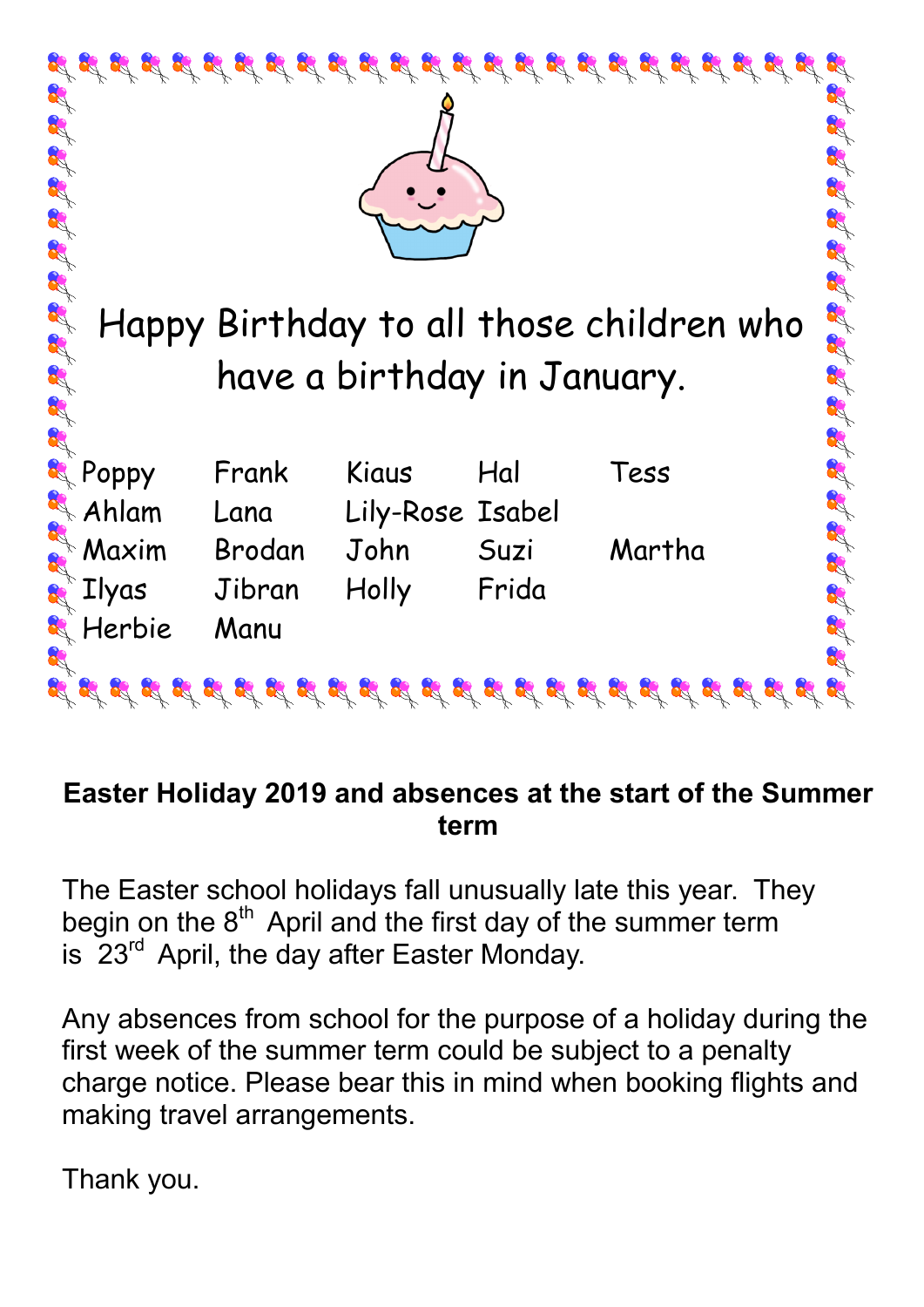Happy Birthday to all those children who have a birthday in January.

| | | | | |
|---|---|---|---|---|
| Poppy | Frank | Kiaus | Hal | Tess |
| Ahlam | Lana | Lily-Rose | Isabel | |
| Maxim | Brodan | John | Suzi | Martha |
| Ilyas | Jibran | Holly | Frida | |
| Herbie | Manu | | | |

## Easter Holiday 2019 and absences at the start of the Summer term

The Easter school holidays fall unusually late this year. They begin on the 8th April and the first day of the summer term is 23rd April, the day after Easter Monday.

Any absences from school for the purpose of a holiday during the first week of the summer term could be subject to a penalty charge notice. Please bear this in mind when booking flights and making travel arrangements.

Thank you.